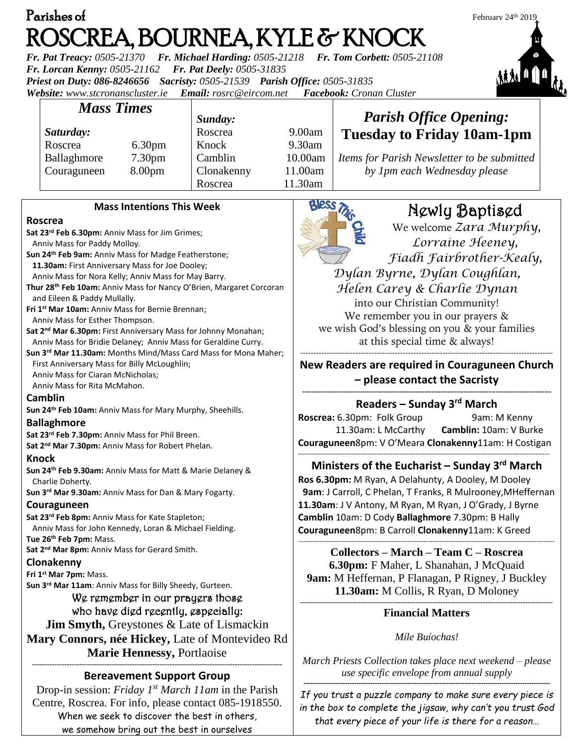# Parishes of ROSCREA, BOURNEA, KYLE & KNOCK

February 24th 2019

*Fr. Pat Treacy:* *0505-21370* *Fr. Michael Harding:* *0505-21218* *Fr. Tom Corbett:* *0505-21108*
*Fr. Lorcan Kenny:* *0505-21162* *Fr. Pat Deely:* *0505-31835*
*Priest on Duty:* *086-8246656* *Sacristy:* *0505-21539* *Parish Office:* *0505-31835*
*Website:* *www.stcronanscluster.ie* *Email:* *rosrc@eircom.net* *Facebook:* *Cronan Cluster*

## Mass Times

| *Saturday:* | | *Sunday:* | |
|---|---|---|---|
| Roscrea | 6.30pm | Roscrea | 9.00am |
| Ballaghmore | 7.30pm | Knock | 9.30am |
| Couraguneen | 8.00pm | Camblin | 10.00am |
| | | Clonakenny | 11.00am |
| | | Roscrea | 11.30am |

## *Parish Office Opening:* Tuesday to Friday 10am-1pm

*Items for Parish Newsletter to be submitted by 1pm each Wednesday please*

### Mass Intentions This Week

**Roscrea**

**Sat 23rd Feb 6.30pm:** Anniv Mass for Jim Grimes; Anniv Mass for Paddy Molloy.
**Sun 24th Feb 9am:** Anniv Mass for Madge Featherstone;
**11.30am:** First Anniversary Mass for Joe Dooley; Anniv Mass for Nora Kelly; Anniv Mass for May Barry.
**Thur 28th Feb 10am:** Anniv Mass for Nancy O'Brien, Margaret Corcoran and Eileen & Paddy Mullally.
**Fri 1st Mar 10am:** Anniv Mass for Bernie Brennan; Anniv Mass for Esther Thompson.
**Sat 2nd Mar 6.30pm:** First Anniversary Mass for Johnny Monahan; Anniv Mass for Bridie Delaney; Anniv Mass for Geraldine Curry.
**Sun 3rd Mar 11.30am:** Months Mind/Mass Card Mass for Mona Maher; First Anniversary Mass for Billy McLoughlin; Anniv Mass for Ciaran McNicholas; Anniv Mass for Rita McMahon.

**Camblin**

**Sun 24th Feb 10am:** Anniv Mass for Mary Murphy, Sheehills.

**Ballaghmore**

**Sat 23rd Feb 7.30pm:** Anniv Mass for Phil Breen.
**Sat 2nd Mar 7.30pm:** Anniv Mass for Robert Phelan.

**Knock**

**Sun 24th Feb 9.30am:** Anniv Mass for Matt & Marie Delaney & Charlie Doherty.
**Sun 3rd Mar 9.30am:** Anniv Mass for Dan & Mary Fogarty.

**Couraguneen**

**Sat 23rd Feb 8pm:** Anniv Mass for Kate Stapleton; Anniv Mass for John Kennedy, Loran & Michael Fielding.
**Tue 26th Feb 7pm:** Mass.
**Sat 2nd Mar 8pm:** Anniv Mass for Gerard Smith.

**Clonakenny**

**Fri 1st Mar 7pm:** Mass.
**Sun 3rd Mar 11am**: Anniv Mass for Billy Sheedy, Gurteen.

We remember in our prayers those who have died recently, especially:
**Jim Smyth,** Greystones & Late of Lismackin
**Mary Connors, née Hickey,** Late of Montevideo Rd
**Marie Hennessy,** Portlaoise

### Bereavement Support Group

Drop-in session: *Friday 1st March 11am* in the Parish Centre, Roscrea. For info, please contact 085-1918550.

When we seek to discover the best in others, we somehow bring out the best in ourselves

## Newly Baptised

We welcome *Zara Murphy, Lorraine Heeney, Fiadh Fairbrother-Kealy, Dylan Byrne, Dylan Coughlan, Helen Carey & Charlie Dynan* into our Christian Community!
We remember you in our prayers & we wish God's blessing on you & your families at this special time & always!

### New Readers are required in Couraguneen Church – please contact the Sacristy

### Readers – Sunday 3rd March

**Roscrea:** 6.30pm: Folk Group 9am: M Kenny 11.30am: L McCarthy **Camblin:** 10am: V Burke
**Couraguneen**8pm: V O'Meara **Clonakenny**11am: H Costigan

### Ministers of the Eucharist – Sunday 3rd March

**Ros 6.30pm:** M Ryan, A Delahunty, A Dooley, M Dooley
**9am**: J Carroll, C Phelan, T Franks, R Mulrooney, M Heffernan
**11.30am**: J V Antony, M Ryan, M Ryan, J O'Grady, J Byrne
**Camblin** 10am: D Cody **Ballaghmore** 7.30pm: B Hally
**Couraguneen**8pm: B Carroll **Clonakenny**11am: K Greed

### Collectors – March – Team C – Roscrea

**6.30pm:** F Maher, L Shanahan, J McQuaid
**9am:** M Heffernan, P Flanagan, P Rigney, J Buckley
**11.30am:** M Collis, R Ryan, D Moloney

### Financial Matters

*Míle Buíochas!*

*March Priests Collection takes place next weekend – please use specific envelope from annual supply*

*If you trust a puzzle company to make sure every piece is in the box to complete the jigsaw, why can't you trust God that every piece of your life is there for a reason…*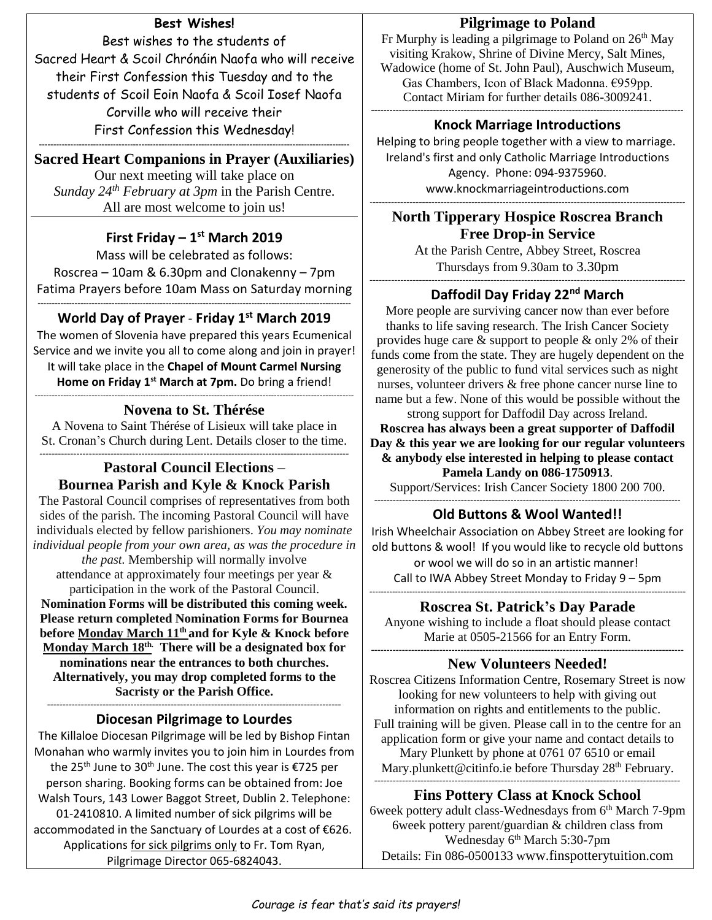**Best Wishes!**

Best wishes to the students of Sacred Heart & Scoil Chrónáin Naofa who will receive their First Confession this Tuesday and to the students of Scoil Eoin Naofa & Scoil Iosef Naofa Corville who will receive their First Confession this Wednesday!

**Sacred Heart Companions in Prayer (Auxiliaries)**

Our next meeting will take place on *Sunday 24th February at 3pm* in the Parish Centre. All are most welcome to join us!

**First Friday – 1st March 2019**

Mass will be celebrated as follows:
Roscrea – 10am & 6.30pm and Clonakenny – 7pm
Fatima Prayers before 10am Mass on Saturday morning

**World Day of Prayer - Friday 1st March 2019**

The women of Slovenia have prepared this years Ecumenical Service and we invite you all to come along and join in prayer! It will take place in the **Chapel of Mount Carmel Nursing Home on Friday 1st March at 7pm.** Do bring a friend!

**Novena to St. Thérése**

A Novena to Saint Thérése of Lisieux will take place in St. Cronan's Church during Lent. Details closer to the time.

**Pastoral Council Elections – Bournea Parish and Kyle & Knock Parish**

The Pastoral Council comprises of representatives from both sides of the parish. The incoming Pastoral Council will have individuals elected by fellow parishioners. *You may nominate individual people from your own area, as was the procedure in the past.* Membership will normally involve attendance at approximately four meetings per year & participation in the work of the Pastoral Council. **Nomination Forms will be distributed this coming week. Please return completed Nomination Forms for Bournea before Monday March 11th and for Kyle & Knock before Monday March 18th. There will be a designated box for nominations near the entrances to both churches. Alternatively, you may drop completed forms to the Sacristy or the Parish Office.**

**Diocesan Pilgrimage to Lourdes**

The Killaloe Diocesan Pilgrimage will be led by Bishop Fintan Monahan who warmly invites you to join him in Lourdes from the 25th June to 30th June. The cost this year is €725 per person sharing. Booking forms can be obtained from: Joe Walsh Tours, 143 Lower Baggot Street, Dublin 2. Telephone: 01-2410810. A limited number of sick pilgrims will be accommodated in the Sanctuary of Lourdes at a cost of €626. Applications for sick pilgrims only to Fr. Tom Ryan, Pilgrimage Director 065-6824043.

**Pilgrimage to Poland**

Fr Murphy is leading a pilgrimage to Poland on 26th May visiting Krakow, Shrine of Divine Mercy, Salt Mines, Wadowice (home of St. John Paul), Auschwich Museum, Gas Chambers, Icon of Black Madonna. €959pp. Contact Miriam for further details 086-3009241.

**Knock Marriage Introductions**

Helping to bring people together with a view to marriage. Ireland's first and only Catholic Marriage Introductions Agency. Phone: 094-9375960.
www.knockmarriageintroductions.com

**North Tipperary Hospice Roscrea Branch Free Drop-in Service**

At the Parish Centre, Abbey Street, Roscrea
Thursdays from 9.30am to 3.30pm

**Daffodil Day Friday 22nd March**

More people are surviving cancer now than ever before thanks to life saving research. The Irish Cancer Society provides huge care & support to people & only 2% of their funds come from the state. They are hugely dependent on the generosity of the public to fund vital services such as night nurses, volunteer drivers & free phone cancer nurse line to name but a few. None of this would be possible without the strong support for Daffodil Day across Ireland. **Roscrea has always been a great supporter of Daffodil Day & this year we are looking for our regular volunteers & anybody else interested in helping to please contact Pamela Landy on 086-1750913**.
Support/Services: Irish Cancer Society 1800 200 700.

**Old Buttons & Wool Wanted!!**

Irish Wheelchair Association on Abbey Street are looking for old buttons & wool! If you would like to recycle old buttons or wool we will do so in an artistic manner!
Call to IWA Abbey Street Monday to Friday 9 – 5pm

**Roscrea St. Patrick's Day Parade**

Anyone wishing to include a float should please contact Marie at 0505-21566 for an Entry Form.

**New Volunteers Needed!**

Roscrea Citizens Information Centre, Rosemary Street is now looking for new volunteers to help with giving out information on rights and entitlements to the public. Full training will be given. Please call in to the centre for an application form or give your name and contact details to Mary Plunkett by phone at 0761 07 6510 or email Mary.plunkett@citinfo.ie before Thursday 28th February.

**Fins Pottery Class at Knock School**

6week pottery adult class-Wednesdays from 6th March 7-9pm
6week pottery parent/guardian & children class from Wednesday 6th March 5:30-7pm
Details: Fin 086-0500133 www.finspotterytuition.com

*Courage is fear that's said its prayers!*